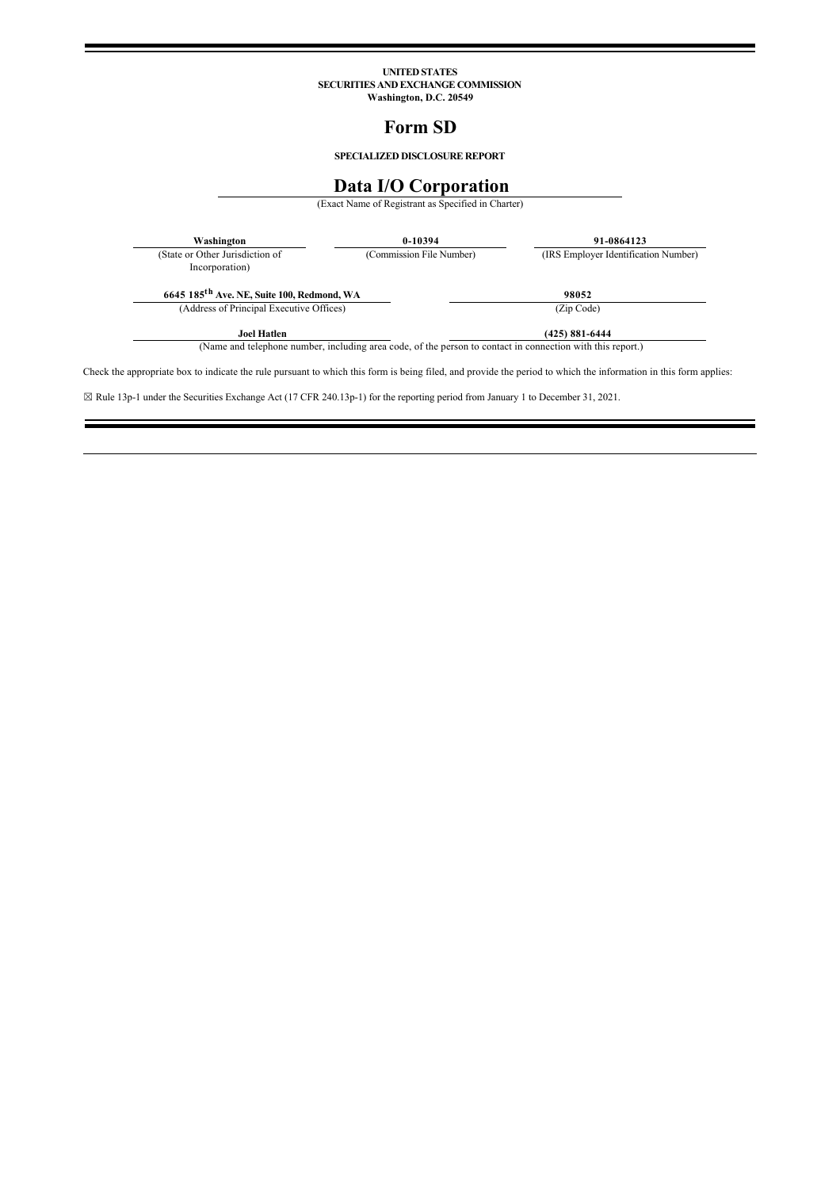**UNITED STATES**
**SECURITIES AND EXCHANGE COMMISSION**
**Washington, D.C. 20549**

# Form SD

**SPECIALIZED DISCLOSURE REPORT**

# Data I/O Corporation

(Exact Name of Registrant as Specified in Charter)

| **Washington** | **0-10394** | **91-0864123** |
|---|---|---|
| (State or Other Jurisdiction of Incorporation) | (Commission File Number) | (IRS Employer Identification Number) |

| **6645 185th Ave. NE, Suite 100, Redmond, WA** | **98052** |
|---|---|
| (Address of Principal Executive Offices) | (Zip Code) |

| **Joel Hatlen** | **(425) 881-6444** |
|---|---|

(Name and telephone number, including area code, of the person to contact in connection with this report.)

Check the appropriate box to indicate the rule pursuant to which this form is being filed, and provide the period to which the information in this form applies:

☒ Rule 13p-1 under the Securities Exchange Act (17 CFR 240.13p-1) for the reporting period from January 1 to December 31, 2021.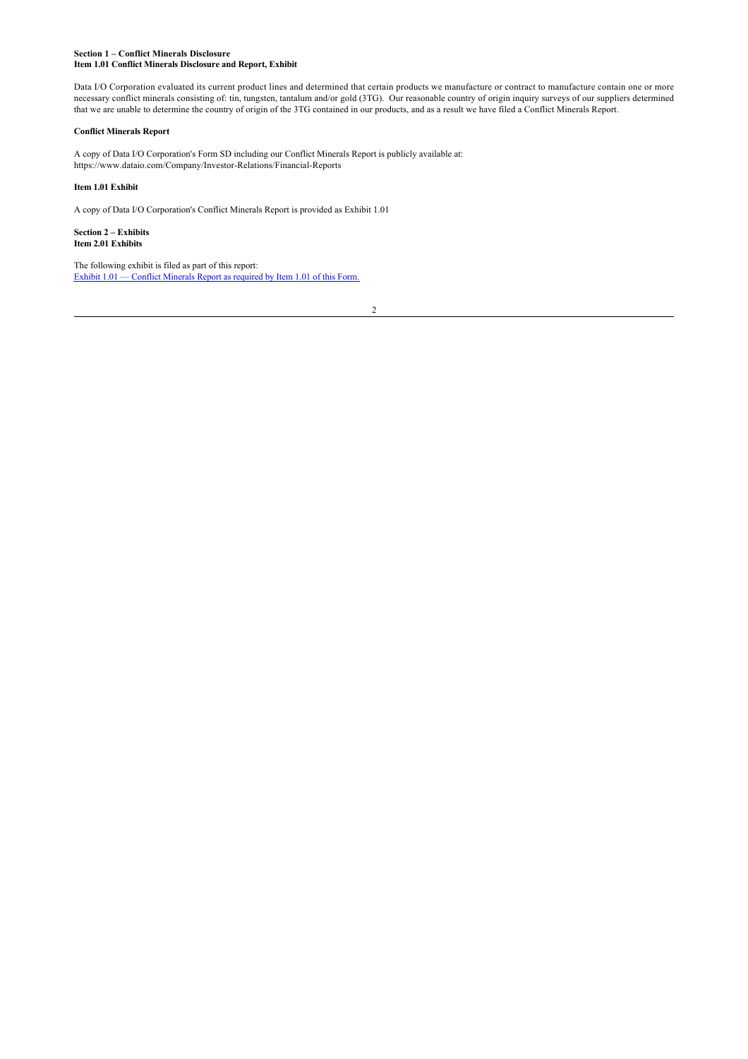**Section 1 – Conflict Minerals Disclosure**
**Item 1.01 Conflict Minerals Disclosure and Report, Exhibit**

Data I/O Corporation evaluated its current product lines and determined that certain products we manufacture or contract to manufacture contain one or more necessary conflict minerals consisting of: tin, tungsten, tantalum and/or gold (3TG). Our reasonable country of origin inquiry surveys of our suppliers determined that we are unable to determine the country of origin of the 3TG contained in our products, and as a result we have filed a Conflict Minerals Report.

**Conflict Minerals Report**

A copy of Data I/O Corporation's Form SD including our Conflict Minerals Report is publicly available at:
https://www.dataio.com/Company/Investor-Relations/Financial-Reports

**Item 1.01 Exhibit**

A copy of Data I/O Corporation's Conflict Minerals Report is provided as Exhibit 1.01

**Section 2 – Exhibits**
**Item 2.01 Exhibits**

The following exhibit is filed as part of this report:
Exhibit 1.01 — Conflict Minerals Report as required by Item 1.01 of this Form.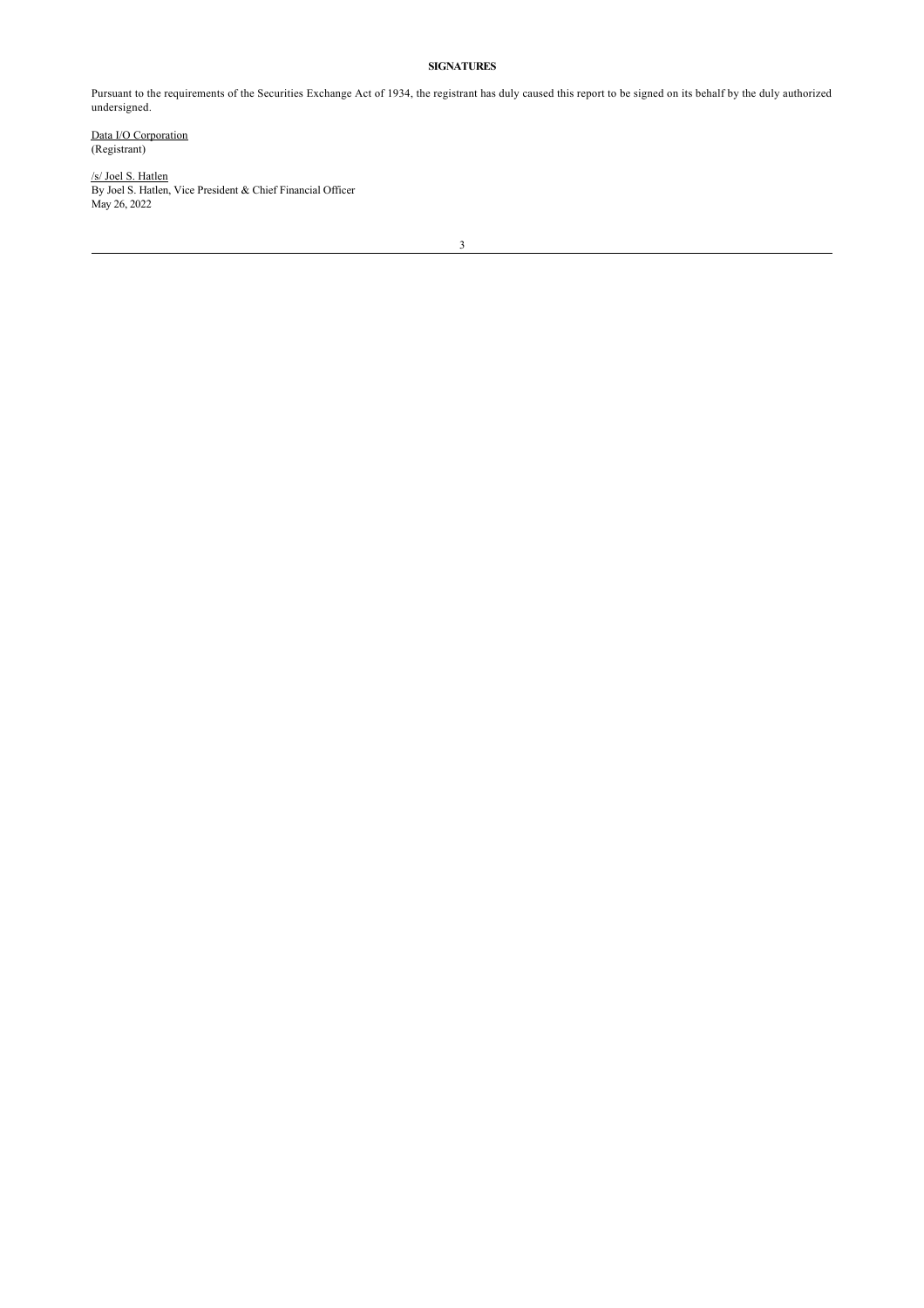**SIGNATURES**

Pursuant to the requirements of the Securities Exchange Act of 1934, the registrant has duly caused this report to be signed on its behalf by the duly authorized undersigned.

Data I/O Corporation
(Registrant)

/s/ Joel S. Hatlen
By Joel S. Hatlen, Vice President & Chief Financial Officer
May 26, 2022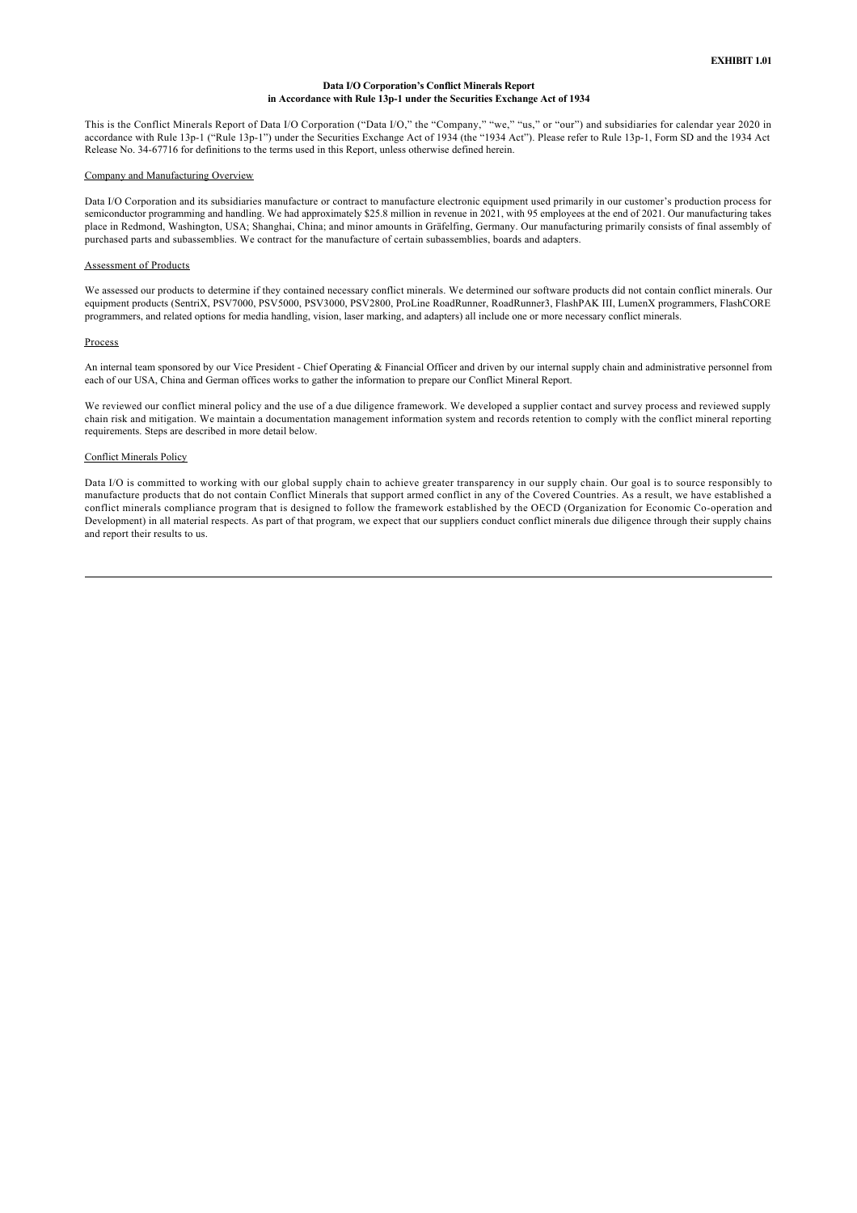**EXHIBIT 1.01**

**Data I/O Corporation's Conflict Minerals Report**
**in Accordance with Rule 13p-1 under the Securities Exchange Act of 1934**

This is the Conflict Minerals Report of Data I/O Corporation ("Data I/O," the "Company," "we," "us," or "our") and subsidiaries for calendar year 2020 in accordance with Rule 13p-1 ("Rule 13p-1") under the Securities Exchange Act of 1934 (the "1934 Act"). Please refer to Rule 13p-1, Form SD and the 1934 Act Release No. 34-67716 for definitions to the terms used in this Report, unless otherwise defined herein.

Company and Manufacturing Overview

Data I/O Corporation and its subsidiaries manufacture or contract to manufacture electronic equipment used primarily in our customer's production process for semiconductor programming and handling. We had approximately $25.8 million in revenue in 2021, with 95 employees at the end of 2021. Our manufacturing takes place in Redmond, Washington, USA; Shanghai, China; and minor amounts in Gräfelfing, Germany. Our manufacturing primarily consists of final assembly of purchased parts and subassemblies. We contract for the manufacture of certain subassemblies, boards and adapters.

Assessment of Products

We assessed our products to determine if they contained necessary conflict minerals. We determined our software products did not contain conflict minerals. Our equipment products (SentriX, PSV7000, PSV5000, PSV3000, PSV2800, ProLine RoadRunner, RoadRunner3, FlashPAK III, LumenX programmers, FlashCORE programmers, and related options for media handling, vision, laser marking, and adapters) all include one or more necessary conflict minerals.

Process

An internal team sponsored by our Vice President - Chief Operating & Financial Officer and driven by our internal supply chain and administrative personnel from each of our USA, China and German offices works to gather the information to prepare our Conflict Mineral Report.

We reviewed our conflict mineral policy and the use of a due diligence framework. We developed a supplier contact and survey process and reviewed supply chain risk and mitigation. We maintain a documentation management information system and records retention to comply with the conflict mineral reporting requirements. Steps are described in more detail below.

Conflict Minerals Policy

Data I/O is committed to working with our global supply chain to achieve greater transparency in our supply chain. Our goal is to source responsibly to manufacture products that do not contain Conflict Minerals that support armed conflict in any of the Covered Countries. As a result, we have established a conflict minerals compliance program that is designed to follow the framework established by the OECD (Organization for Economic Co-operation and Development) in all material respects. As part of that program, we expect that our suppliers conduct conflict minerals due diligence through their supply chains and report their results to us.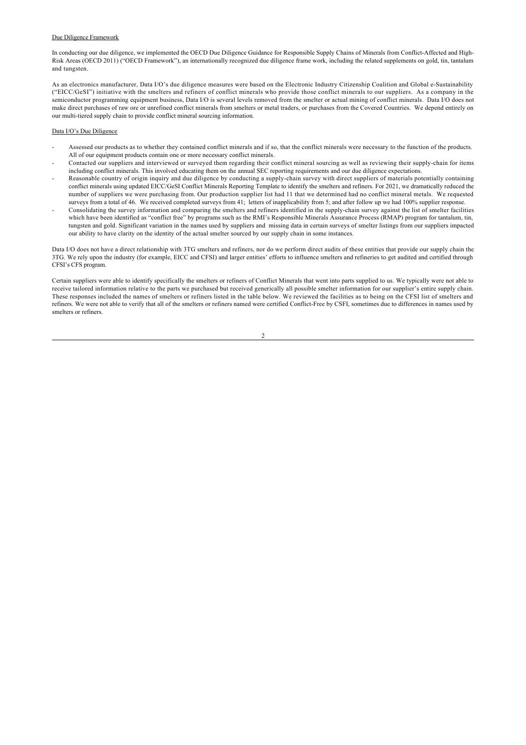Due Diligence Framework

In conducting our due diligence, we implemented the OECD Due Diligence Guidance for Responsible Supply Chains of Minerals from Conflict-Affected and High-Risk Areas (OECD 2011) ("OECD Framework"), an internationally recognized due diligence frame work, including the related supplements on gold, tin, tantalum and tungsten.

As an electronics manufacturer, Data I/O's due diligence measures were based on the Electronic Industry Citizenship Coalition and Global e-Sustainability ("EICC/GeSI") initiative with the smelters and refiners of conflict minerals who provide those conflict minerals to our suppliers. As a company in the semiconductor programming equipment business, Data I/O is several levels removed from the smelter or actual mining of conflict minerals. Data I/O does not make direct purchases of raw ore or unrefined conflict minerals from smelters or metal traders, or purchases from the Covered Countries. We depend entirely on our multi-tiered supply chain to provide conflict mineral sourcing information.

Data I/O's Due Diligence

- Assessed our products as to whether they contained conflict minerals and if so, that the conflict minerals were necessary to the function of the products. All of our equipment products contain one or more necessary conflict minerals.
- Contacted our suppliers and interviewed or surveyed them regarding their conflict mineral sourcing as well as reviewing their supply-chain for items including conflict minerals. This involved educating them on the annual SEC reporting requirements and our due diligence expectations.
- Reasonable country of origin inquiry and due diligence by conducting a supply-chain survey with direct suppliers of materials potentially containing conflict minerals using updated EICC/GeSI Conflict Minerals Reporting Template to identify the smelters and refiners. For 2021, we dramatically reduced the number of suppliers we were purchasing from. Our production supplier list had 11 that we determined had no conflict mineral metals. We requested surveys from a total of 46. We received completed surveys from 41; letters of inapplicability from 5; and after follow up we had 100% supplier response.
- Consolidating the survey information and comparing the smelters and refiners identified in the supply-chain survey against the list of smelter facilities which have been identified as "conflict free" by programs such as the RMI's Responsible Minerals Assurance Process (RMAP) program for tantalum, tin, tungsten and gold. Significant variation in the names used by suppliers and missing data in certain surveys of smelter listings from our suppliers impacted our ability to have clarity on the identity of the actual smelter sourced by our supply chain in some instances.

Data I/O does not have a direct relationship with 3TG smelters and refiners, nor do we perform direct audits of these entities that provide our supply chain the 3TG. We rely upon the industry (for example, EICC and CFSI) and larger entities' efforts to influence smelters and refineries to get audited and certified through CFSI's CFS program.

Certain suppliers were able to identify specifically the smelters or refiners of Conflict Minerals that went into parts supplied to us. We typically were not able to receive tailored information relative to the parts we purchased but received generically all possible smelter information for our supplier's entire supply chain. These responses included the names of smelters or refiners listed in the table below. We reviewed the facilities as to being on the CFSI list of smelters and refiners. We were not able to verify that all of the smelters or refiners named were certified Conflict-Free by CSFI, sometimes due to differences in names used by smelters or refiners.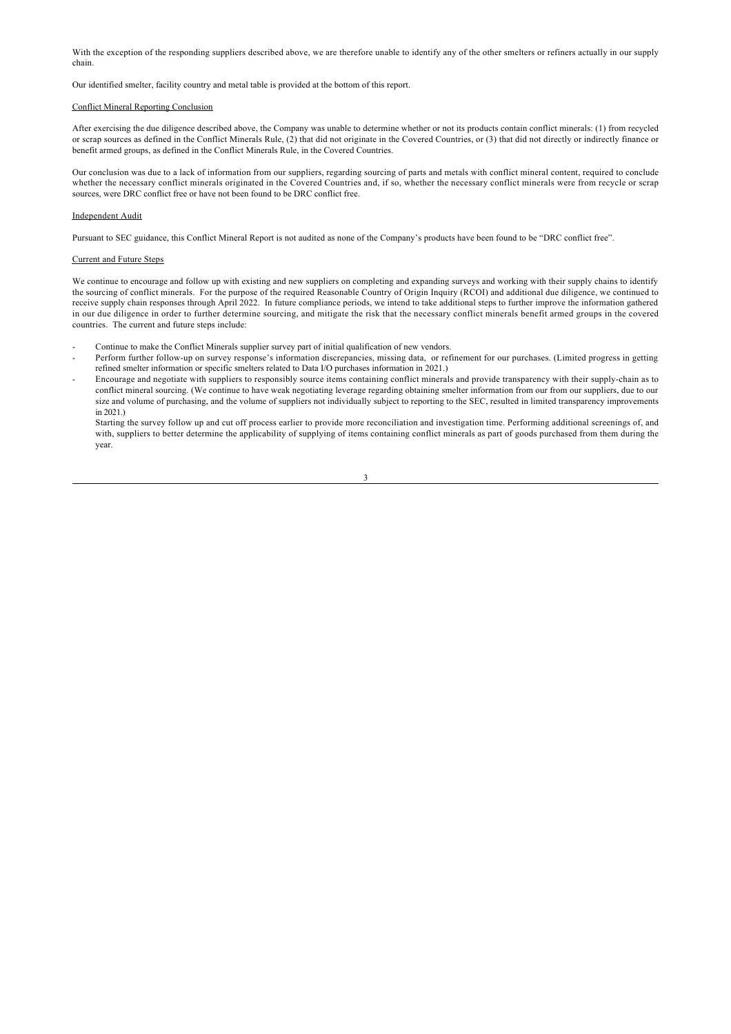With the exception of the responding suppliers described above, we are therefore unable to identify any of the other smelters or refiners actually in our supply chain.

Our identified smelter, facility country and metal table is provided at the bottom of this report.

## Conflict Mineral Reporting Conclusion

After exercising the due diligence described above, the Company was unable to determine whether or not its products contain conflict minerals: (1) from recycled or scrap sources as defined in the Conflict Minerals Rule, (2) that did not originate in the Covered Countries, or (3) that did not directly or indirectly finance or benefit armed groups, as defined in the Conflict Minerals Rule, in the Covered Countries.

Our conclusion was due to a lack of information from our suppliers, regarding sourcing of parts and metals with conflict mineral content, required to conclude whether the necessary conflict minerals originated in the Covered Countries and, if so, whether the necessary conflict minerals were from recycle or scrap sources, were DRC conflict free or have not been found to be DRC conflict free.

## Independent Audit

Pursuant to SEC guidance, this Conflict Mineral Report is not audited as none of the Company's products have been found to be "DRC conflict free".

## Current and Future Steps

We continue to encourage and follow up with existing and new suppliers on completing and expanding surveys and working with their supply chains to identify the sourcing of conflict minerals. For the purpose of the required Reasonable Country of Origin Inquiry (RCOI) and additional due diligence, we continued to receive supply chain responses through April 2022. In future compliance periods, we intend to take additional steps to further improve the information gathered in our due diligence in order to further determine sourcing, and mitigate the risk that the necessary conflict minerals benefit armed groups in the covered countries. The current and future steps include:

- Continue to make the Conflict Minerals supplier survey part of initial qualification of new vendors.
- Perform further follow-up on survey response's information discrepancies, missing data, or refinement for our purchases. (Limited progress in getting refined smelter information or specific smelters related to Data I/O purchases information in 2021.)
- Encourage and negotiate with suppliers to responsibly source items containing conflict minerals and provide transparency with their supply-chain as to conflict mineral sourcing. (We continue to have weak negotiating leverage regarding obtaining smelter information from our from our suppliers, due to our size and volume of purchasing, and the volume of suppliers not individually subject to reporting to the SEC, resulted in limited transparency improvements in 2021.)

  Starting the survey follow up and cut off process earlier to provide more reconciliation and investigation time. Performing additional screenings of, and with, suppliers to better determine the applicability of supplying of items containing conflict minerals as part of goods purchased from them during the year.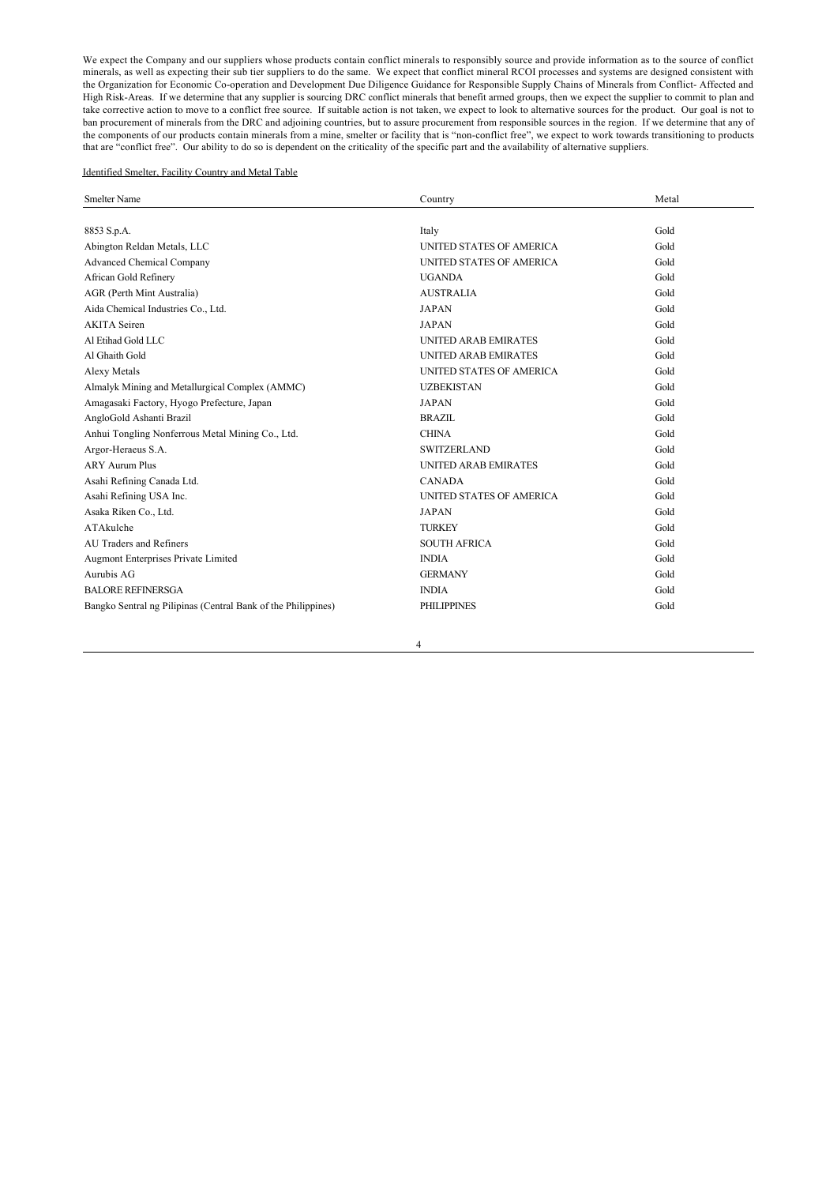We expect the Company and our suppliers whose products contain conflict minerals to responsibly source and provide information as to the source of conflict minerals, as well as expecting their sub tier suppliers to do the same. We expect that conflict mineral RCOI processes and systems are designed consistent with the Organization for Economic Co-operation and Development Due Diligence Guidance for Responsible Supply Chains of Minerals from Conflict- Affected and High Risk-Areas. If we determine that any supplier is sourcing DRC conflict minerals that benefit armed groups, then we expect the supplier to commit to plan and take corrective action to move to a conflict free source. If suitable action is not taken, we expect to look to alternative sources for the product. Our goal is not to ban procurement of minerals from the DRC and adjoining countries, but to assure procurement from responsible sources in the region. If we determine that any of the components of our products contain minerals from a mine, smelter or facility that is "non-conflict free", we expect to work towards transitioning to products that are "conflict free". Our ability to do so is dependent on the criticality of the specific part and the availability of alternative suppliers.

Identified Smelter, Facility Country and Metal Table

| Smelter Name | Country | Metal |
|---|---|---|
| 8853 S.p.A. | Italy | Gold |
| Abington Reldan Metals, LLC | UNITED STATES OF AMERICA | Gold |
| Advanced Chemical Company | UNITED STATES OF AMERICA | Gold |
| African Gold Refinery | UGANDA | Gold |
| AGR (Perth Mint Australia) | AUSTRALIA | Gold |
| Aida Chemical Industries Co., Ltd. | JAPAN | Gold |
| AKITA Seiren | JAPAN | Gold |
| Al Etihad Gold LLC | UNITED ARAB EMIRATES | Gold |
| Al Ghaith Gold | UNITED ARAB EMIRATES | Gold |
| Alexy Metals | UNITED STATES OF AMERICA | Gold |
| Almalyk Mining and Metallurgical Complex (AMMC) | UZBEKISTAN | Gold |
| Amagasaki Factory, Hyogo Prefecture, Japan | JAPAN | Gold |
| AngloGold Ashanti Brazil | BRAZIL | Gold |
| Anhui Tongling Nonferrous Metal Mining Co., Ltd. | CHINA | Gold |
| Argor-Heraeus S.A. | SWITZERLAND | Gold |
| ARY Aurum Plus | UNITED ARAB EMIRATES | Gold |
| Asahi Refining Canada Ltd. | CANADA | Gold |
| Asahi Refining USA Inc. | UNITED STATES OF AMERICA | Gold |
| Asaka Riken Co., Ltd. | JAPAN | Gold |
| ATAkulche | TURKEY | Gold |
| AU Traders and Refiners | SOUTH AFRICA | Gold |
| Augmont Enterprises Private Limited | INDIA | Gold |
| Aurubis AG | GERMANY | Gold |
| BALORE REFINERSGA | INDIA | Gold |
| Bangko Sentral ng Pilipinas (Central Bank of the Philippines) | PHILIPPINES | Gold |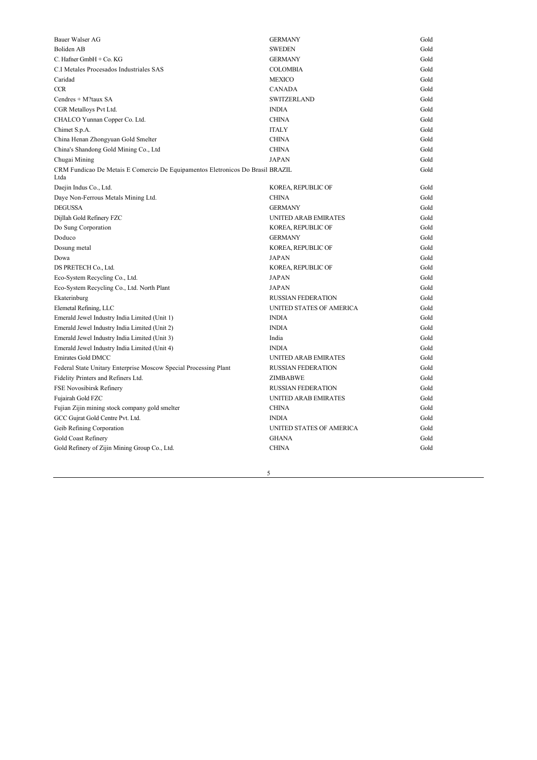| | | |
|---|---|---|
| Bauer Walser AG | GERMANY | Gold |
| Boliden AB | SWEDEN | Gold |
| C. Hafner GmbH + Co. KG | GERMANY | Gold |
| C.I Metales Procesados Industriales SAS | COLOMBIA | Gold |
| Caridad | MEXICO | Gold |
| CCR | CANADA | Gold |
| Cendres + M?taux SA | SWITZERLAND | Gold |
| CGR Metalloys Pvt Ltd. | INDIA | Gold |
| CHALCO Yunnan Copper Co. Ltd. | CHINA | Gold |
| Chimet S.p.A. | ITALY | Gold |
| China Henan Zhongyuan Gold Smelter | CHINA | Gold |
| China's Shandong Gold Mining Co., Ltd | CHINA | Gold |
| Chugai Mining | JAPAN | Gold |
| CRM Fundicao De Metais E Comercio De Equipamentos Eletronicos Do Brasil Ltda | BRAZIL | Gold |
| Daejin Indus Co., Ltd. | KOREA, REPUBLIC OF | Gold |
| Daye Non-Ferrous Metals Mining Ltd. | CHINA | Gold |
| DEGUSSA | GERMANY | Gold |
| Dijllah Gold Refinery FZC | UNITED ARAB EMIRATES | Gold |
| Do Sung Corporation | KOREA, REPUBLIC OF | Gold |
| Doduco | GERMANY | Gold |
| Dosung metal | KOREA, REPUBLIC OF | Gold |
| Dowa | JAPAN | Gold |
| DS PRETECH Co., Ltd. | KOREA, REPUBLIC OF | Gold |
| Eco-System Recycling Co., Ltd. | JAPAN | Gold |
| Eco-System Recycling Co., Ltd. North Plant | JAPAN | Gold |
| Ekaterinburg | RUSSIAN FEDERATION | Gold |
| Elemetal Refining, LLC | UNITED STATES OF AMERICA | Gold |
| Emerald Jewel Industry India Limited (Unit 1) | INDIA | Gold |
| Emerald Jewel Industry India Limited (Unit 2) | INDIA | Gold |
| Emerald Jewel Industry India Limited (Unit 3) | India | Gold |
| Emerald Jewel Industry India Limited (Unit 4) | INDIA | Gold |
| Emirates Gold DMCC | UNITED ARAB EMIRATES | Gold |
| Federal State Unitary Enterprise Moscow Special Processing Plant | RUSSIAN FEDERATION | Gold |
| Fidelity Printers and Refiners Ltd. | ZIMBABWE | Gold |
| FSE Novosibirsk Refinery | RUSSIAN FEDERATION | Gold |
| Fujairah Gold FZC | UNITED ARAB EMIRATES | Gold |
| Fujian Zijin mining stock company gold smelter | CHINA | Gold |
| GCC Gujrat Gold Centre Pvt. Ltd. | INDIA | Gold |
| Geib Refining Corporation | UNITED STATES OF AMERICA | Gold |
| Gold Coast Refinery | GHANA | Gold |
| Gold Refinery of Zijin Mining Group Co., Ltd. | CHINA | Gold |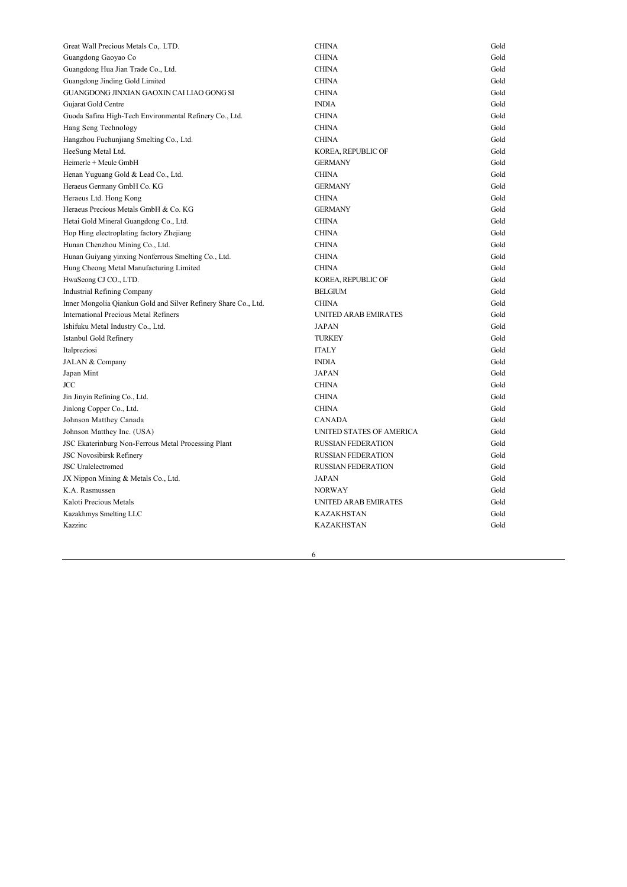| | | |
|---|---|---|
| Great Wall Precious Metals Co,. LTD. | CHINA | Gold |
| Guangdong Gaoyao Co | CHINA | Gold |
| Guangdong Hua Jian Trade Co., Ltd. | CHINA | Gold |
| Guangdong Jinding Gold Limited | CHINA | Gold |
| GUANGDONG JINXIAN GAOXIN CAI LIAO GONG SI | CHINA | Gold |
| Gujarat Gold Centre | INDIA | Gold |
| Guoda Safina High-Tech Environmental Refinery Co., Ltd. | CHINA | Gold |
| Hang Seng Technology | CHINA | Gold |
| Hangzhou Fuchunjiang Smelting Co., Ltd. | CHINA | Gold |
| HeeSung Metal Ltd. | KOREA, REPUBLIC OF | Gold |
| Heimerle + Meule GmbH | GERMANY | Gold |
| Henan Yuguang Gold & Lead Co., Ltd. | CHINA | Gold |
| Heraeus Germany GmbH Co. KG | GERMANY | Gold |
| Heraeus Ltd. Hong Kong | CHINA | Gold |
| Heraeus Precious Metals GmbH & Co. KG | GERMANY | Gold |
| Hetai Gold Mineral Guangdong Co., Ltd. | CHINA | Gold |
| Hop Hing electroplating factory Zhejiang | CHINA | Gold |
| Hunan Chenzhou Mining Co., Ltd. | CHINA | Gold |
| Hunan Guiyang yinxing Nonferrous Smelting Co., Ltd. | CHINA | Gold |
| Hung Cheong Metal Manufacturing Limited | CHINA | Gold |
| HwaSeong CJ CO., LTD. | KOREA, REPUBLIC OF | Gold |
| Industrial Refining Company | BELGIUM | Gold |
| Inner Mongolia Qiankun Gold and Silver Refinery Share Co., Ltd. | CHINA | Gold |
| International Precious Metal Refiners | UNITED ARAB EMIRATES | Gold |
| Ishifuku Metal Industry Co., Ltd. | JAPAN | Gold |
| Istanbul Gold Refinery | TURKEY | Gold |
| Italpreziosi | ITALY | Gold |
| JALAN & Company | INDIA | Gold |
| Japan Mint | JAPAN | Gold |
| JCC | CHINA | Gold |
| Jin Jinyin Refining Co., Ltd. | CHINA | Gold |
| Jinlong Copper Co., Ltd. | CHINA | Gold |
| Johnson Matthey Canada | CANADA | Gold |
| Johnson Matthey Inc. (USA) | UNITED STATES OF AMERICA | Gold |
| JSC Ekaterinburg Non-Ferrous Metal Processing Plant | RUSSIAN FEDERATION | Gold |
| JSC Novosibirsk Refinery | RUSSIAN FEDERATION | Gold |
| JSC Uralelectromed | RUSSIAN FEDERATION | Gold |
| JX Nippon Mining & Metals Co., Ltd. | JAPAN | Gold |
| K.A. Rasmussen | NORWAY | Gold |
| Kaloti Precious Metals | UNITED ARAB EMIRATES | Gold |
| Kazakhmys Smelting LLC | KAZAKHSTAN | Gold |
| Kazzinc | KAZAKHSTAN | Gold |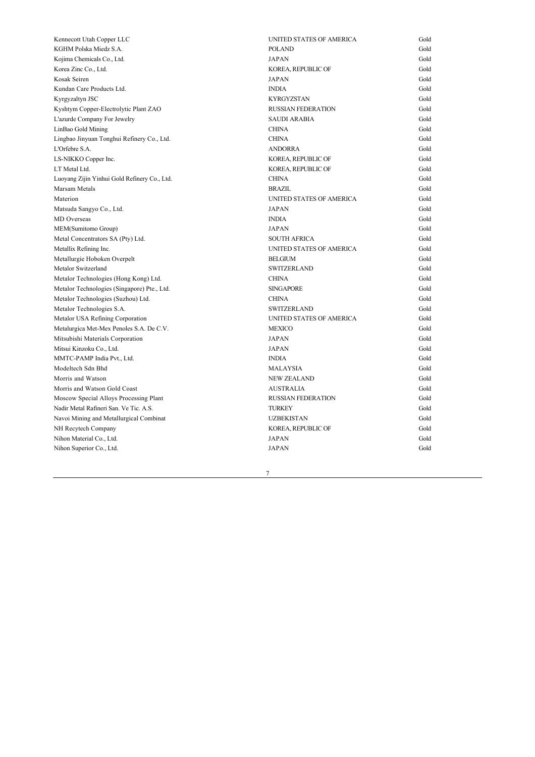| | | |
|---|---|---|
| Kennecott Utah Copper LLC | UNITED STATES OF AMERICA | Gold |
| KGHM Polska Miedz S.A. | POLAND | Gold |
| Kojima Chemicals Co., Ltd. | JAPAN | Gold |
| Korea Zinc Co., Ltd. | KOREA, REPUBLIC OF | Gold |
| Kosak Seiren | JAPAN | Gold |
| Kundan Care Products Ltd. | INDIA | Gold |
| Kyrgyzaltyn JSC | KYRGYZSTAN | Gold |
| Kyshtym Copper-Electrolytic Plant ZAO | RUSSIAN FEDERATION | Gold |
| L'azurde Company For Jewelry | SAUDI ARABIA | Gold |
| LinBao Gold Mining | CHINA | Gold |
| Lingbao Jinyuan Tonghui Refinery Co., Ltd. | CHINA | Gold |
| L'Orfebre S.A. | ANDORRA | Gold |
| LS-NIKKO Copper Inc. | KOREA, REPUBLIC OF | Gold |
| LT Metal Ltd. | KOREA, REPUBLIC OF | Gold |
| Luoyang Zijin Yinhui Gold Refinery Co., Ltd. | CHINA | Gold |
| Marsam Metals | BRAZIL | Gold |
| Materion | UNITED STATES OF AMERICA | Gold |
| Matsuda Sangyo Co., Ltd. | JAPAN | Gold |
| MD Overseas | INDIA | Gold |
| MEM(Sumitomo Group) | JAPAN | Gold |
| Metal Concentrators SA (Pty) Ltd. | SOUTH AFRICA | Gold |
| Metallix Refining Inc. | UNITED STATES OF AMERICA | Gold |
| Metallurgie Hoboken Overpelt | BELGIUM | Gold |
| Metalor Switzerland | SWITZERLAND | Gold |
| Metalor Technologies (Hong Kong) Ltd. | CHINA | Gold |
| Metalor Technologies (Singapore) Pte., Ltd. | SINGAPORE | Gold |
| Metalor Technologies (Suzhou) Ltd. | CHINA | Gold |
| Metalor Technologies S.A. | SWITZERLAND | Gold |
| Metalor USA Refining Corporation | UNITED STATES OF AMERICA | Gold |
| Metalurgica Met-Mex Penoles S.A. De C.V. | MEXICO | Gold |
| Mitsubishi Materials Corporation | JAPAN | Gold |
| Mitsui Kinzoku Co., Ltd. | JAPAN | Gold |
| MMTC-PAMP India Pvt., Ltd. | INDIA | Gold |
| Modeltech Sdn Bhd | MALAYSIA | Gold |
| Morris and Watson | NEW ZEALAND | Gold |
| Morris and Watson Gold Coast | AUSTRALIA | Gold |
| Moscow Special Alloys Processing Plant | RUSSIAN FEDERATION | Gold |
| Nadir Metal Rafineri San. Ve Tic. A.S. | TURKEY | Gold |
| Navoi Mining and Metallurgical Combinat | UZBEKISTAN | Gold |
| NH Recytech Company | KOREA, REPUBLIC OF | Gold |
| Nihon Material Co., Ltd. | JAPAN | Gold |
| Nihon Superior Co., Ltd. | JAPAN | Gold |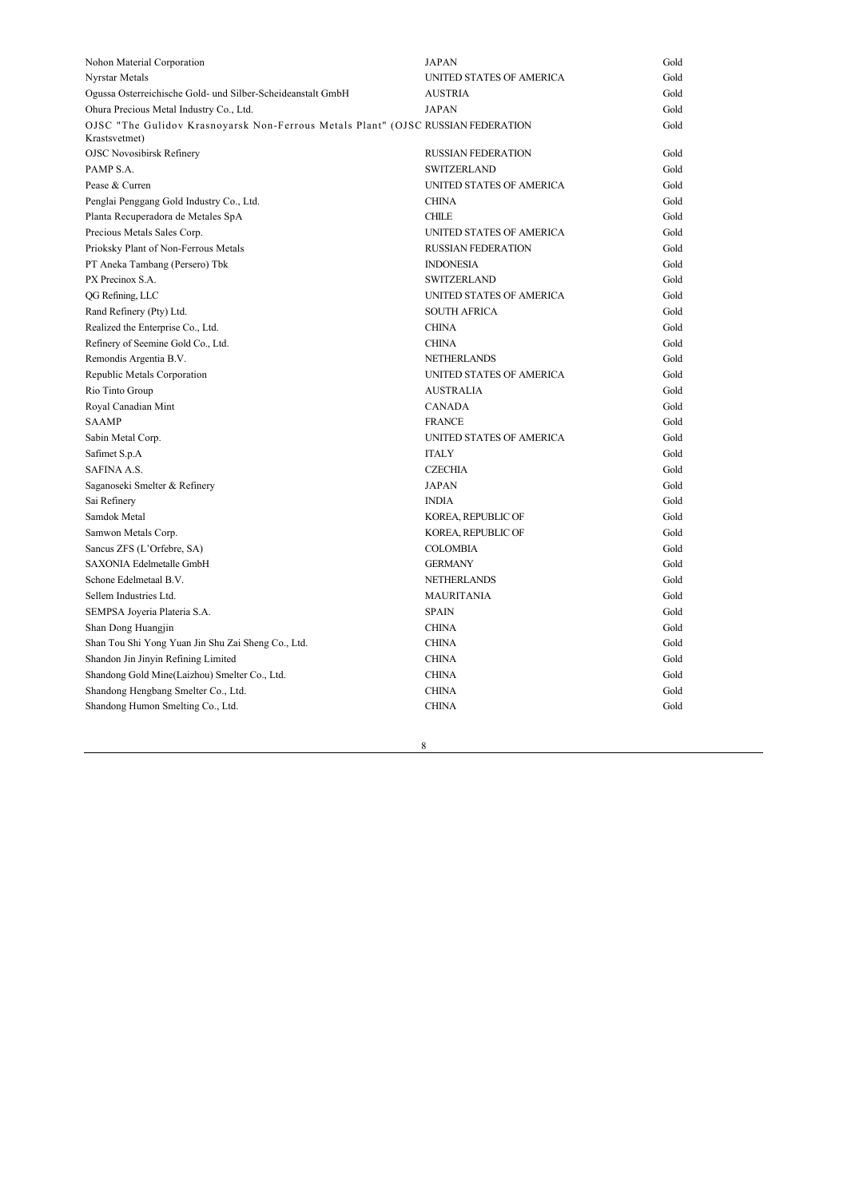| | | |
|---|---|---|
| Nohon Material Corporation | JAPAN | Gold |
| Nyrstar Metals | UNITED STATES OF AMERICA | Gold |
| Ogussa Osterreichische Gold- und Silber-Scheideanstalt GmbH | AUSTRIA | Gold |
| Ohura Precious Metal Industry Co., Ltd. | JAPAN | Gold |
| OJSC "The Gulidov Krasnoyarsk Non-Ferrous Metals Plant" (OJSC Krastsvetmet) | RUSSIAN FEDERATION | Gold |
| OJSC Novosibirsk Refinery | RUSSIAN FEDERATION | Gold |
| PAMP S.A. | SWITZERLAND | Gold |
| Pease & Curren | UNITED STATES OF AMERICA | Gold |
| Penglai Penggang Gold Industry Co., Ltd. | CHINA | Gold |
| Planta Recuperadora de Metales SpA | CHILE | Gold |
| Precious Metals Sales Corp. | UNITED STATES OF AMERICA | Gold |
| Prioksky Plant of Non-Ferrous Metals | RUSSIAN FEDERATION | Gold |
| PT Aneka Tambang (Persero) Tbk | INDONESIA | Gold |
| PX Precinox S.A. | SWITZERLAND | Gold |
| QG Refining, LLC | UNITED STATES OF AMERICA | Gold |
| Rand Refinery (Pty) Ltd. | SOUTH AFRICA | Gold |
| Realized the Enterprise Co., Ltd. | CHINA | Gold |
| Refinery of Seemine Gold Co., Ltd. | CHINA | Gold |
| Remondis Argentia B.V. | NETHERLANDS | Gold |
| Republic Metals Corporation | UNITED STATES OF AMERICA | Gold |
| Rio Tinto Group | AUSTRALIA | Gold |
| Royal Canadian Mint | CANADA | Gold |
| SAAMP | FRANCE | Gold |
| Sabin Metal Corp. | UNITED STATES OF AMERICA | Gold |
| Safimet S.p.A | ITALY | Gold |
| SAFINA A.S. | CZECHIA | Gold |
| Saganoseki Smelter & Refinery | JAPAN | Gold |
| Sai Refinery | INDIA | Gold |
| Samdok Metal | KOREA, REPUBLIC OF | Gold |
| Samwon Metals Corp. | KOREA, REPUBLIC OF | Gold |
| Sancus ZFS (L'Orfebre, SA) | COLOMBIA | Gold |
| SAXONIA Edelmetalle GmbH | GERMANY | Gold |
| Schone Edelmetaal B.V. | NETHERLANDS | Gold |
| Sellem Industries Ltd. | MAURITANIA | Gold |
| SEMPSA Joyeria Plateria S.A. | SPAIN | Gold |
| Shan Dong Huangjin | CHINA | Gold |
| Shan Tou Shi Yong Yuan Jin Shu Zai Sheng Co., Ltd. | CHINA | Gold |
| Shandon Jin Jinyin Refining Limited | CHINA | Gold |
| Shandong Gold Mine(Laizhou) Smelter Co., Ltd. | CHINA | Gold |
| Shandong Hengbang Smelter Co., Ltd. | CHINA | Gold |
| Shandong Humon Smelting Co., Ltd. | CHINA | Gold |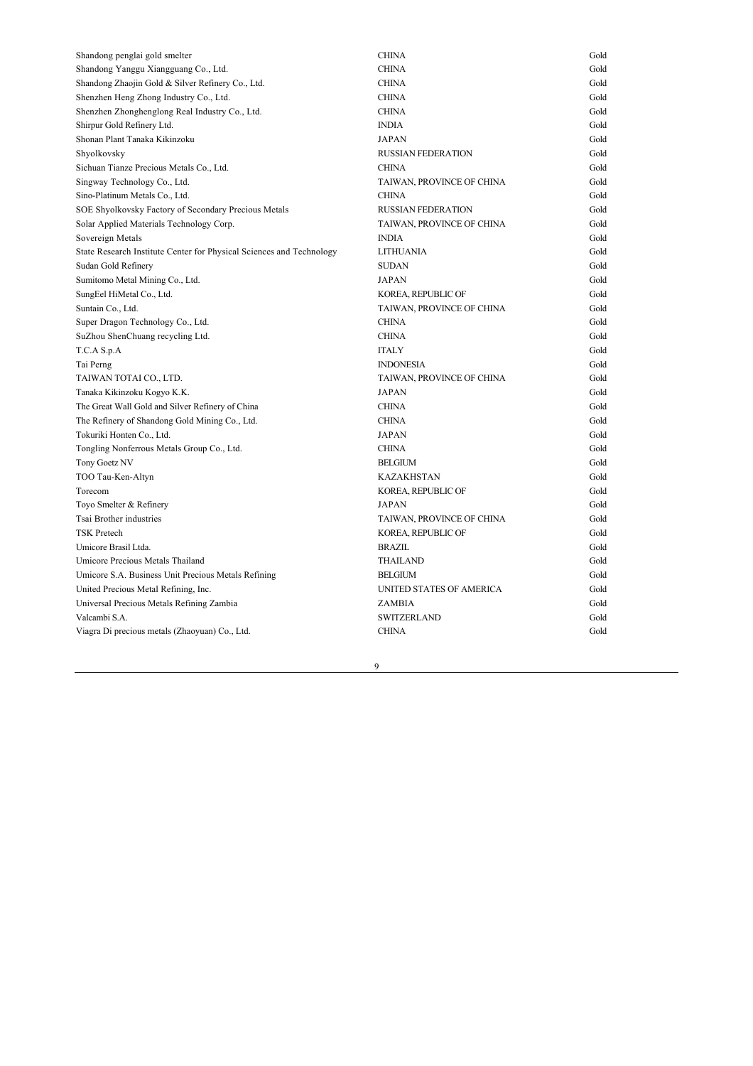| | | |
|---|---|---|
| Shandong penglai gold smelter | CHINA | Gold |
| Shandong Yanggu Xiangguang Co., Ltd. | CHINA | Gold |
| Shandong Zhaojin Gold & Silver Refinery Co., Ltd. | CHINA | Gold |
| Shenzhen Heng Zhong Industry Co., Ltd. | CHINA | Gold |
| Shenzhen Zhonghenglong Real Industry Co., Ltd. | CHINA | Gold |
| Shirpur Gold Refinery Ltd. | INDIA | Gold |
| Shonan Plant Tanaka Kikinzoku | JAPAN | Gold |
| Shyolkovsky | RUSSIAN FEDERATION | Gold |
| Sichuan Tianze Precious Metals Co., Ltd. | CHINA | Gold |
| Singway Technology Co., Ltd. | TAIWAN, PROVINCE OF CHINA | Gold |
| Sino-Platinum Metals Co., Ltd. | CHINA | Gold |
| SOE Shyolkovsky Factory of Secondary Precious Metals | RUSSIAN FEDERATION | Gold |
| Solar Applied Materials Technology Corp. | TAIWAN, PROVINCE OF CHINA | Gold |
| Sovereign Metals | INDIA | Gold |
| State Research Institute Center for Physical Sciences and Technology | LITHUANIA | Gold |
| Sudan Gold Refinery | SUDAN | Gold |
| Sumitomo Metal Mining Co., Ltd. | JAPAN | Gold |
| SungEel HiMetal Co., Ltd. | KOREA, REPUBLIC OF | Gold |
| Suntain Co., Ltd. | TAIWAN, PROVINCE OF CHINA | Gold |
| Super Dragon Technology Co., Ltd. | CHINA | Gold |
| SuZhou ShenChuang recycling Ltd. | CHINA | Gold |
| T.C.A S.p.A | ITALY | Gold |
| Tai Perng | INDONESIA | Gold |
| TAIWAN TOTAI CO., LTD. | TAIWAN, PROVINCE OF CHINA | Gold |
| Tanaka Kikinzoku Kogyo K.K. | JAPAN | Gold |
| The Great Wall Gold and Silver Refinery of China | CHINA | Gold |
| The Refinery of Shandong Gold Mining Co., Ltd. | CHINA | Gold |
| Tokuriki Honten Co., Ltd. | JAPAN | Gold |
| Tongling Nonferrous Metals Group Co., Ltd. | CHINA | Gold |
| Tony Goetz NV | BELGIUM | Gold |
| TOO Tau-Ken-Altyn | KAZAKHSTAN | Gold |
| Torecom | KOREA, REPUBLIC OF | Gold |
| Toyo Smelter & Refinery | JAPAN | Gold |
| Tsai Brother industries | TAIWAN, PROVINCE OF CHINA | Gold |
| TSK Pretech | KOREA, REPUBLIC OF | Gold |
| Umicore Brasil Ltda. | BRAZIL | Gold |
| Umicore Precious Metals Thailand | THAILAND | Gold |
| Umicore S.A. Business Unit Precious Metals Refining | BELGIUM | Gold |
| United Precious Metal Refining, Inc. | UNITED STATES OF AMERICA | Gold |
| Universal Precious Metals Refining Zambia | ZAMBIA | Gold |
| Valcambi S.A. | SWITZERLAND | Gold |
| Viagra Di precious metals (Zhaoyuan) Co., Ltd. | CHINA | Gold |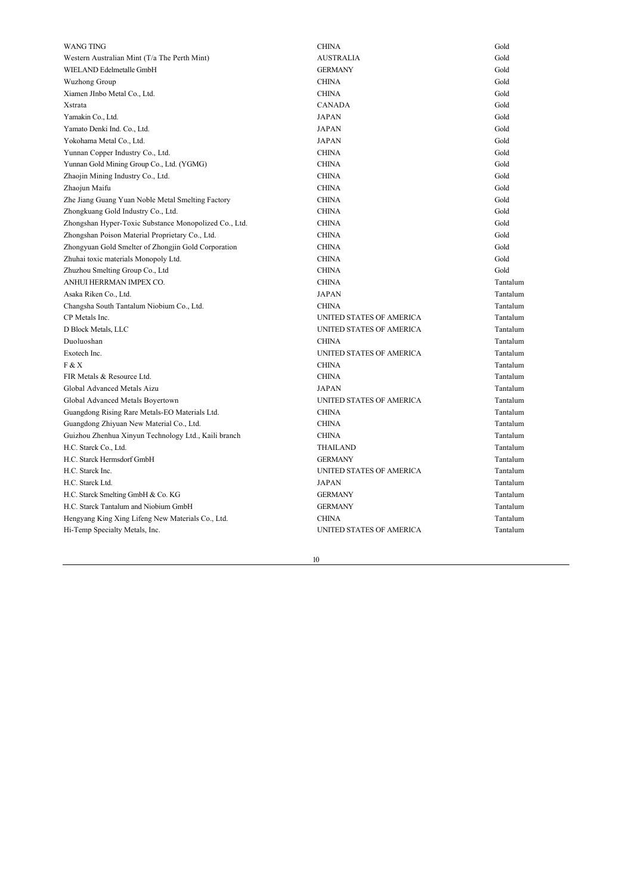| | | |
|---|---|---|
| WANG TING | CHINA | Gold |
| Western Australian Mint (T/a The Perth Mint) | AUSTRALIA | Gold |
| WIELAND Edelmetalle GmbH | GERMANY | Gold |
| Wuzhong Group | CHINA | Gold |
| Xiamen JInbo Metal Co., Ltd. | CHINA | Gold |
| Xstrata | CANADA | Gold |
| Yamakin Co., Ltd. | JAPAN | Gold |
| Yamato Denki Ind. Co., Ltd. | JAPAN | Gold |
| Yokohama Metal Co., Ltd. | JAPAN | Gold |
| Yunnan Copper Industry Co., Ltd. | CHINA | Gold |
| Yunnan Gold Mining Group Co., Ltd. (YGMG) | CHINA | Gold |
| Zhaojin Mining Industry Co., Ltd. | CHINA | Gold |
| Zhaojun Maifu | CHINA | Gold |
| Zhe Jiang Guang Yuan Noble Metal Smelting Factory | CHINA | Gold |
| Zhongkuang Gold Industry Co., Ltd. | CHINA | Gold |
| Zhongshan Hyper-Toxic Substance Monopolized Co., Ltd. | CHINA | Gold |
| Zhongshan Poison Material Proprietary Co., Ltd. | CHINA | Gold |
| Zhongyuan Gold Smelter of Zhongjin Gold Corporation | CHINA | Gold |
| Zhuhai toxic materials Monopoly Ltd. | CHINA | Gold |
| Zhuzhou Smelting Group Co., Ltd | CHINA | Gold |
| ANHUI HERRMAN IMPEX CO. | CHINA | Tantalum |
| Asaka Riken Co., Ltd. | JAPAN | Tantalum |
| Changsha South Tantalum Niobium Co., Ltd. | CHINA | Tantalum |
| CP Metals Inc. | UNITED STATES OF AMERICA | Tantalum |
| D Block Metals, LLC | UNITED STATES OF AMERICA | Tantalum |
| Duoluoshan | CHINA | Tantalum |
| Exotech Inc. | UNITED STATES OF AMERICA | Tantalum |
| F & X | CHINA | Tantalum |
| FIR Metals & Resource Ltd. | CHINA | Tantalum |
| Global Advanced Metals Aizu | JAPAN | Tantalum |
| Global Advanced Metals Boyertown | UNITED STATES OF AMERICA | Tantalum |
| Guangdong Rising Rare Metals-EO Materials Ltd. | CHINA | Tantalum |
| Guangdong Zhiyuan New Material Co., Ltd. | CHINA | Tantalum |
| Guizhou Zhenhua Xinyun Technology Ltd., Kaili branch | CHINA | Tantalum |
| H.C. Starck Co., Ltd. | THAILAND | Tantalum |
| H.C. Starck Hermsdorf GmbH | GERMANY | Tantalum |
| H.C. Starck Inc. | UNITED STATES OF AMERICA | Tantalum |
| H.C. Starck Ltd. | JAPAN | Tantalum |
| H.C. Starck Smelting GmbH & Co. KG | GERMANY | Tantalum |
| H.C. Starck Tantalum and Niobium GmbH | GERMANY | Tantalum |
| Hengyang King Xing Lifeng New Materials Co., Ltd. | CHINA | Tantalum |
| Hi-Temp Specialty Metals, Inc. | UNITED STATES OF AMERICA | Tantalum |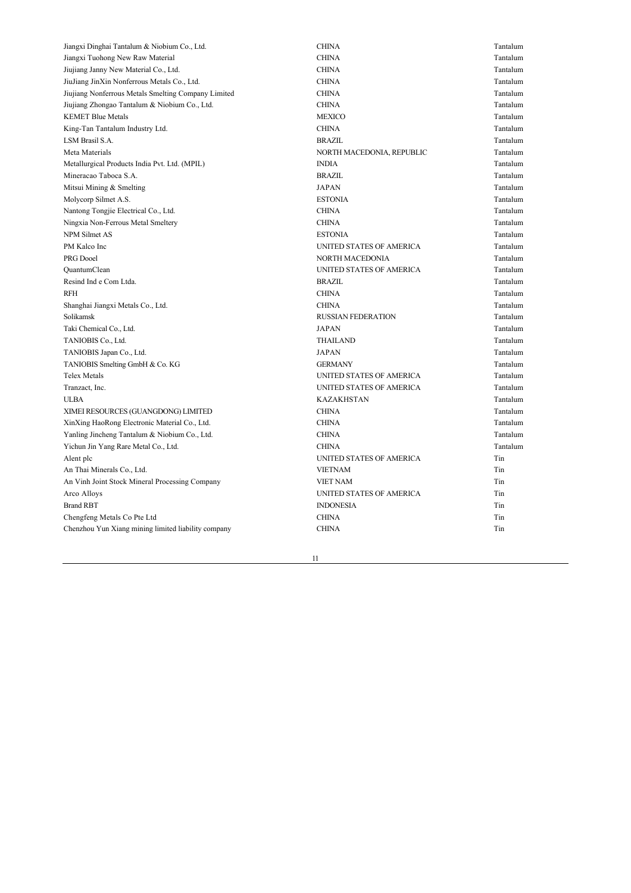| | | |
|---|---|---|
| Jiangxi Dinghai Tantalum & Niobium Co., Ltd. | CHINA | Tantalum |
| Jiangxi Tuohong New Raw Material | CHINA | Tantalum |
| Jiujiang Janny New Material Co., Ltd. | CHINA | Tantalum |
| JiuJiang JinXin Nonferrous Metals Co., Ltd. | CHINA | Tantalum |
| Jiujiang Nonferrous Metals Smelting Company Limited | CHINA | Tantalum |
| Jiujiang Zhongao Tantalum & Niobium Co., Ltd. | CHINA | Tantalum |
| KEMET Blue Metals | MEXICO | Tantalum |
| King-Tan Tantalum Industry Ltd. | CHINA | Tantalum |
| LSM Brasil S.A. | BRAZIL | Tantalum |
| Meta Materials | NORTH MACEDONIA, REPUBLIC | Tantalum |
| Metallurgical Products India Pvt. Ltd. (MPIL) | INDIA | Tantalum |
| Mineracao Taboca S.A. | BRAZIL | Tantalum |
| Mitsui Mining & Smelting | JAPAN | Tantalum |
| Molycorp Silmet A.S. | ESTONIA | Tantalum |
| Nantong Tongjie Electrical Co., Ltd. | CHINA | Tantalum |
| Ningxia Non-Ferrous Metal Smeltery | CHINA | Tantalum |
| NPM Silmet AS | ESTONIA | Tantalum |
| PM Kalco Inc | UNITED STATES OF AMERICA | Tantalum |
| PRG Dooel | NORTH MACEDONIA | Tantalum |
| QuantumClean | UNITED STATES OF AMERICA | Tantalum |
| Resind Ind e Com Ltda. | BRAZIL | Tantalum |
| RFH | CHINA | Tantalum |
| Shanghai Jiangxi Metals Co., Ltd. | CHINA | Tantalum |
| Solikamsk | RUSSIAN FEDERATION | Tantalum |
| Taki Chemical Co., Ltd. | JAPAN | Tantalum |
| TANIOBIS Co., Ltd. | THAILAND | Tantalum |
| TANIOBIS Japan Co., Ltd. | JAPAN | Tantalum |
| TANIOBIS Smelting GmbH & Co. KG | GERMANY | Tantalum |
| Telex Metals | UNITED STATES OF AMERICA | Tantalum |
| Tranzact, Inc. | UNITED STATES OF AMERICA | Tantalum |
| ULBA | KAZAKHSTAN | Tantalum |
| XIMEI RESOURCES (GUANGDONG) LIMITED | CHINA | Tantalum |
| XinXing HaoRong Electronic Material Co., Ltd. | CHINA | Tantalum |
| Yanling Jincheng Tantalum & Niobium Co., Ltd. | CHINA | Tantalum |
| Yichun Jin Yang Rare Metal Co., Ltd. | CHINA | Tantalum |
| Alent plc | UNITED STATES OF AMERICA | Tin |
| An Thai Minerals Co., Ltd. | VIETNAM | Tin |
| An Vinh Joint Stock Mineral Processing Company | VIET NAM | Tin |
| Arco Alloys | UNITED STATES OF AMERICA | Tin |
| Brand RBT | INDONESIA | Tin |
| Chengfeng Metals Co Pte Ltd | CHINA | Tin |
| Chenzhou Yun Xiang mining limited liability company | CHINA | Tin |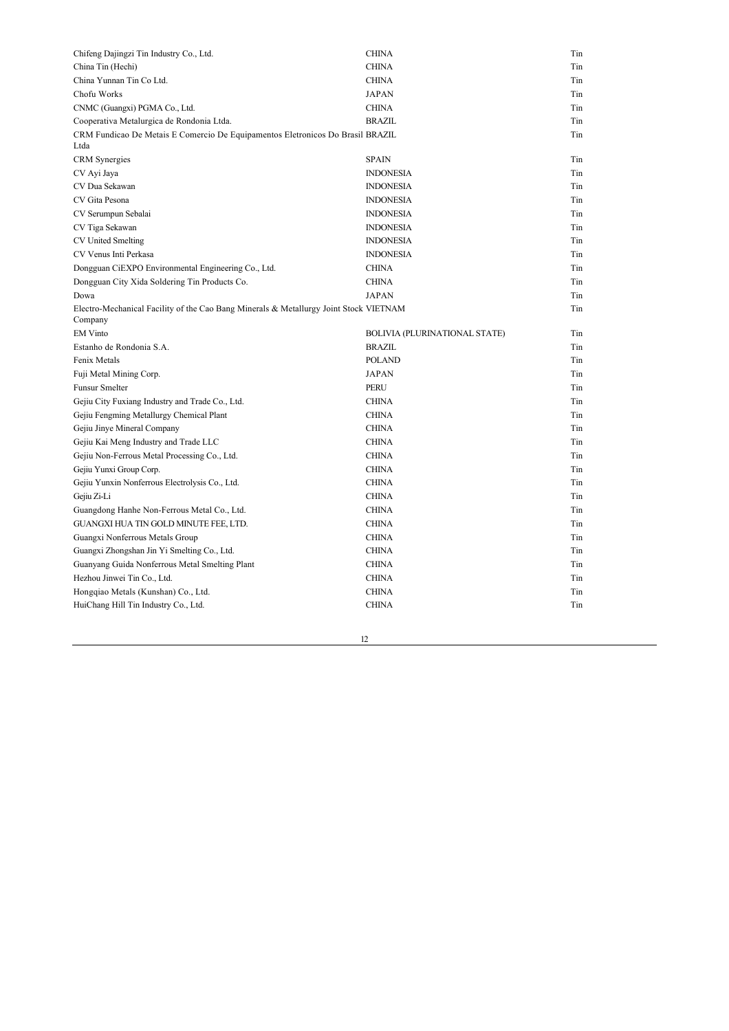| | | |
|---|---|---|
| Chifeng Dajingzi Tin Industry Co., Ltd. | CHINA | Tin |
| China Tin (Hechi) | CHINA | Tin |
| China Yunnan Tin Co Ltd. | CHINA | Tin |
| Chofu Works | JAPAN | Tin |
| CNMC (Guangxi) PGMA Co., Ltd. | CHINA | Tin |
| Cooperativa Metalurgica de Rondonia Ltda. | BRAZIL | Tin |
| CRM Fundicao De Metais E Comercio De Equipamentos Eletronicos Do Brasil Ltda | BRAZIL | Tin |
| CRM Synergies | SPAIN | Tin |
| CV Ayi Jaya | INDONESIA | Tin |
| CV Dua Sekawan | INDONESIA | Tin |
| CV Gita Pesona | INDONESIA | Tin |
| CV Serumpun Sebalai | INDONESIA | Tin |
| CV Tiga Sekawan | INDONESIA | Tin |
| CV United Smelting | INDONESIA | Tin |
| CV Venus Inti Perkasa | INDONESIA | Tin |
| Dongguan CiEXPO Environmental Engineering Co., Ltd. | CHINA | Tin |
| Dongguan City Xida Soldering Tin Products Co. | CHINA | Tin |
| Dowa | JAPAN | Tin |
| Electro-Mechanical Facility of the Cao Bang Minerals & Metallurgy Joint Stock Company | VIETNAM | Tin |
| EM Vinto | BOLIVIA (PLURINATIONAL STATE) | Tin |
| Estanho de Rondonia S.A. | BRAZIL | Tin |
| Fenix Metals | POLAND | Tin |
| Fuji Metal Mining Corp. | JAPAN | Tin |
| Funsur Smelter | PERU | Tin |
| Gejiu City Fuxiang Industry and Trade Co., Ltd. | CHINA | Tin |
| Gejiu Fengming Metallurgy Chemical Plant | CHINA | Tin |
| Gejiu Jinye Mineral Company | CHINA | Tin |
| Gejiu Kai Meng Industry and Trade LLC | CHINA | Tin |
| Gejiu Non-Ferrous Metal Processing Co., Ltd. | CHINA | Tin |
| Gejiu Yunxi Group Corp. | CHINA | Tin |
| Gejiu Yunxin Nonferrous Electrolysis Co., Ltd. | CHINA | Tin |
| Gejiu Zi-Li | CHINA | Tin |
| Guangdong Hanhe Non-Ferrous Metal Co., Ltd. | CHINA | Tin |
| GUANGXI HUA TIN GOLD MINUTE FEE, LTD. | CHINA | Tin |
| Guangxi Nonferrous Metals Group | CHINA | Tin |
| Guangxi Zhongshan Jin Yi Smelting Co., Ltd. | CHINA | Tin |
| Guanyang Guida Nonferrous Metal Smelting Plant | CHINA | Tin |
| Hezhou Jinwei Tin Co., Ltd. | CHINA | Tin |
| Hongqiao Metals (Kunshan) Co., Ltd. | CHINA | Tin |
| HuiChang Hill Tin Industry Co., Ltd. | CHINA | Tin |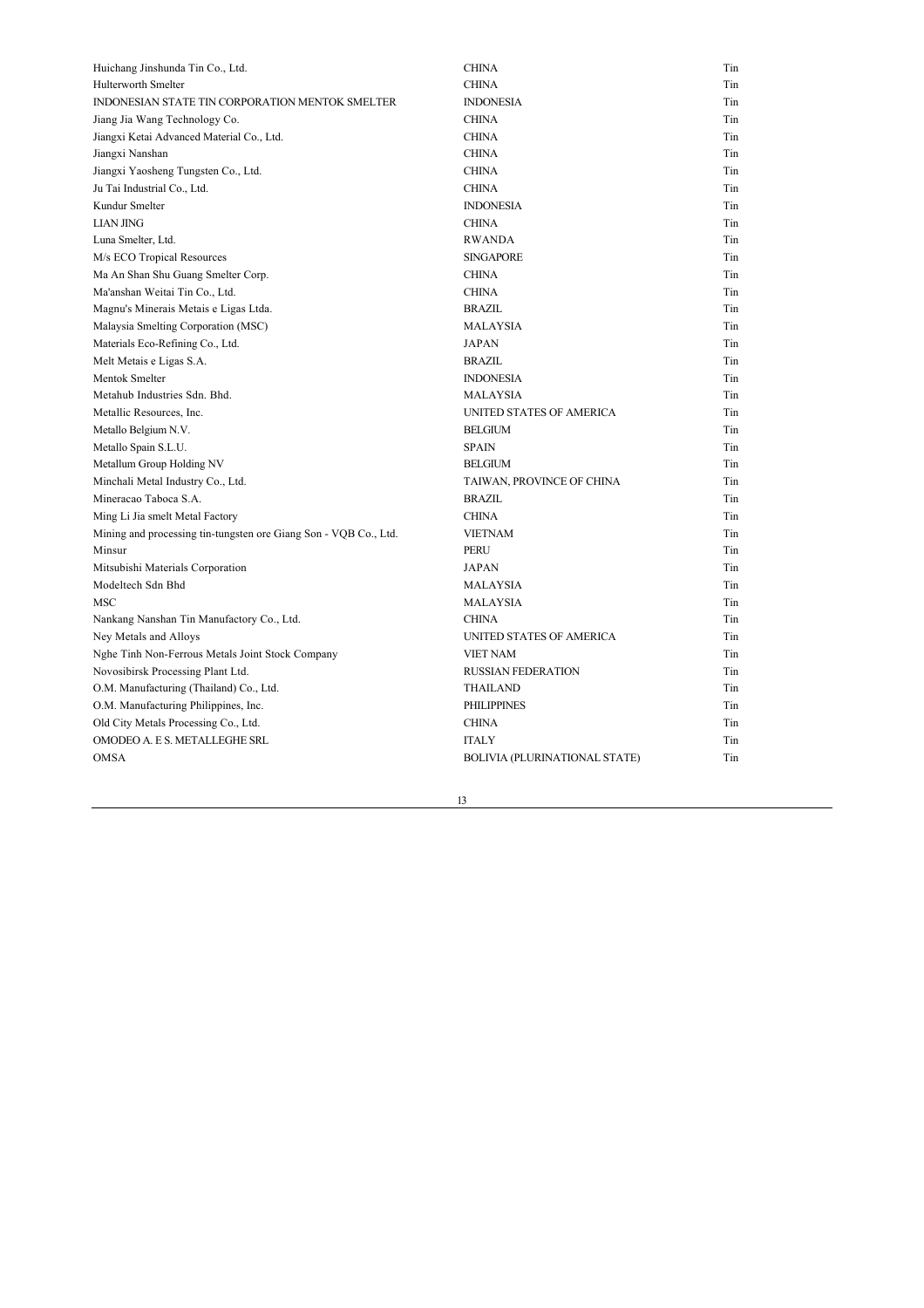| | | |
|---|---|---|
| Huichang Jinshunda Tin Co., Ltd. | CHINA | Tin |
| Hulterworth Smelter | CHINA | Tin |
| INDONESIAN STATE TIN CORPORATION MENTOK SMELTER | INDONESIA | Tin |
| Jiang Jia Wang Technology Co. | CHINA | Tin |
| Jiangxi Ketai Advanced Material Co., Ltd. | CHINA | Tin |
| Jiangxi Nanshan | CHINA | Tin |
| Jiangxi Yaosheng Tungsten Co., Ltd. | CHINA | Tin |
| Ju Tai Industrial Co., Ltd. | CHINA | Tin |
| Kundur Smelter | INDONESIA | Tin |
| LIAN JING | CHINA | Tin |
| Luna Smelter, Ltd. | RWANDA | Tin |
| M/s ECO Tropical Resources | SINGAPORE | Tin |
| Ma An Shan Shu Guang Smelter Corp. | CHINA | Tin |
| Ma'anshan Weitai Tin Co., Ltd. | CHINA | Tin |
| Magnu's Minerais Metais e Ligas Ltda. | BRAZIL | Tin |
| Malaysia Smelting Corporation (MSC) | MALAYSIA | Tin |
| Materials Eco-Refining Co., Ltd. | JAPAN | Tin |
| Melt Metais e Ligas S.A. | BRAZIL | Tin |
| Mentok Smelter | INDONESIA | Tin |
| Metahub Industries Sdn. Bhd. | MALAYSIA | Tin |
| Metallic Resources, Inc. | UNITED STATES OF AMERICA | Tin |
| Metallo Belgium N.V. | BELGIUM | Tin |
| Metallo Spain S.L.U. | SPAIN | Tin |
| Metallum Group Holding NV | BELGIUM | Tin |
| Minchali Metal Industry Co., Ltd. | TAIWAN, PROVINCE OF CHINA | Tin |
| Mineracao Taboca S.A. | BRAZIL | Tin |
| Ming Li Jia smelt Metal Factory | CHINA | Tin |
| Mining and processing tin-tungsten ore Giang Son - VQB Co., Ltd. | VIETNAM | Tin |
| Minsur | PERU | Tin |
| Mitsubishi Materials Corporation | JAPAN | Tin |
| Modeltech Sdn Bhd | MALAYSIA | Tin |
| MSC | MALAYSIA | Tin |
| Nankang Nanshan Tin Manufactory Co., Ltd. | CHINA | Tin |
| Ney Metals and Alloys | UNITED STATES OF AMERICA | Tin |
| Nghe Tinh Non-Ferrous Metals Joint Stock Company | VIET NAM | Tin |
| Novosibirsk Processing Plant Ltd. | RUSSIAN FEDERATION | Tin |
| O.M. Manufacturing (Thailand) Co., Ltd. | THAILAND | Tin |
| O.M. Manufacturing Philippines, Inc. | PHILIPPINES | Tin |
| Old City Metals Processing Co., Ltd. | CHINA | Tin |
| OMODEO A. E S. METALLEGHE SRL | ITALY | Tin |
| OMSA | BOLIVIA (PLURINATIONAL STATE) | Tin |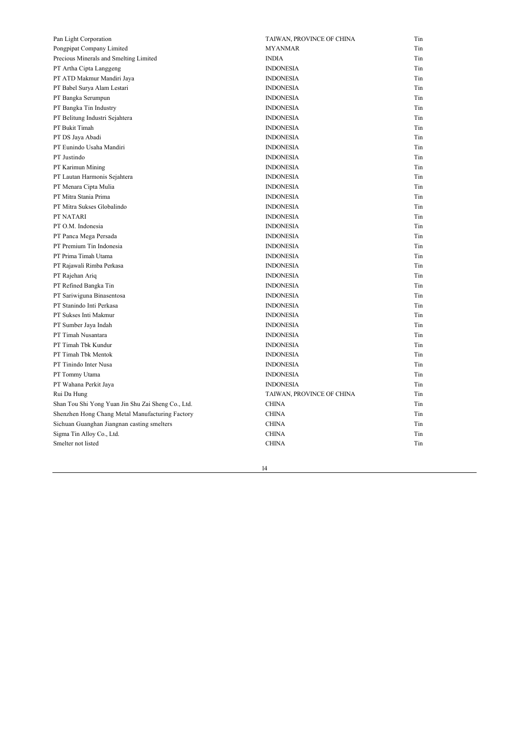| | | |
|---|---|---|
| Pan Light Corporation | TAIWAN, PROVINCE OF CHINA | Tin |
| Pongpipat Company Limited | MYANMAR | Tin |
| Precious Minerals and Smelting Limited | INDIA | Tin |
| PT Artha Cipta Langgeng | INDONESIA | Tin |
| PT ATD Makmur Mandiri Jaya | INDONESIA | Tin |
| PT Babel Surya Alam Lestari | INDONESIA | Tin |
| PT Bangka Serumpun | INDONESIA | Tin |
| PT Bangka Tin Industry | INDONESIA | Tin |
| PT Belitung Industri Sejahtera | INDONESIA | Tin |
| PT Bukit Timah | INDONESIA | Tin |
| PT DS Jaya Abadi | INDONESIA | Tin |
| PT Eunindo Usaha Mandiri | INDONESIA | Tin |
| PT Justindo | INDONESIA | Tin |
| PT Karimun Mining | INDONESIA | Tin |
| PT Lautan Harmonis Sejahtera | INDONESIA | Tin |
| PT Menara Cipta Mulia | INDONESIA | Tin |
| PT Mitra Stania Prima | INDONESIA | Tin |
| PT Mitra Sukses Globalindo | INDONESIA | Tin |
| PT NATARI | INDONESIA | Tin |
| PT O.M. Indonesia | INDONESIA | Tin |
| PT Panca Mega Persada | INDONESIA | Tin |
| PT Premium Tin Indonesia | INDONESIA | Tin |
| PT Prima Timah Utama | INDONESIA | Tin |
| PT Rajawali Rimba Perkasa | INDONESIA | Tin |
| PT Rajehan Ariq | INDONESIA | Tin |
| PT Refined Bangka Tin | INDONESIA | Tin |
| PT Sariwiguna Binasentosa | INDONESIA | Tin |
| PT Stanindo Inti Perkasa | INDONESIA | Tin |
| PT Sukses Inti Makmur | INDONESIA | Tin |
| PT Sumber Jaya Indah | INDONESIA | Tin |
| PT Timah Nusantara | INDONESIA | Tin |
| PT Timah Tbk Kundur | INDONESIA | Tin |
| PT Timah Tbk Mentok | INDONESIA | Tin |
| PT Tinindo Inter Nusa | INDONESIA | Tin |
| PT Tommy Utama | INDONESIA | Tin |
| PT Wahana Perkit Jaya | INDONESIA | Tin |
| Rui Da Hung | TAIWAN, PROVINCE OF CHINA | Tin |
| Shan Tou Shi Yong Yuan Jin Shu Zai Sheng Co., Ltd. | CHINA | Tin |
| Shenzhen Hong Chang Metal Manufacturing Factory | CHINA | Tin |
| Sichuan Guanghan Jiangnan casting smelters | CHINA | Tin |
| Sigma Tin Alloy Co., Ltd. | CHINA | Tin |
| Smelter not listed | CHINA | Tin |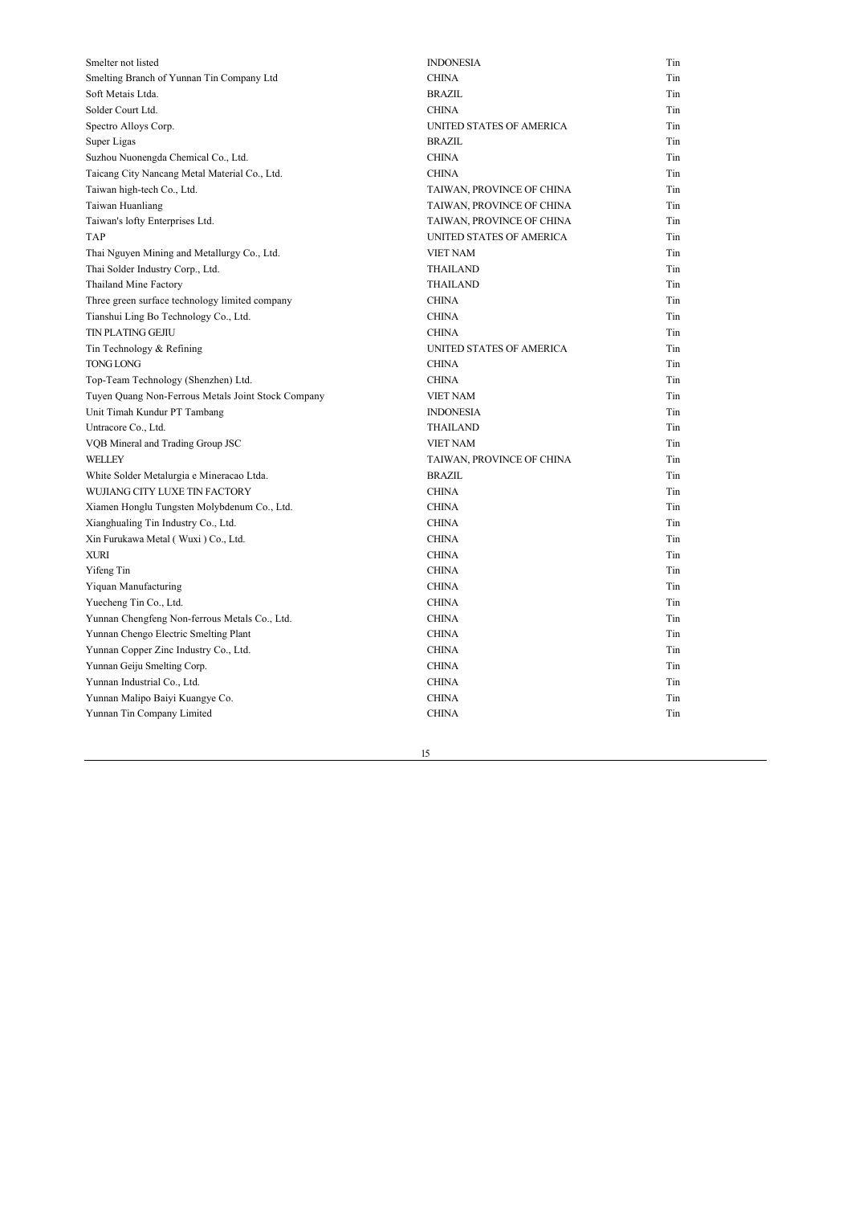| | | |
|---|---|---|
| Smelter not listed | INDONESIA | Tin |
| Smelting Branch of Yunnan Tin Company Ltd | CHINA | Tin |
| Soft Metais Ltda. | BRAZIL | Tin |
| Solder Court Ltd. | CHINA | Tin |
| Spectro Alloys Corp. | UNITED STATES OF AMERICA | Tin |
| Super Ligas | BRAZIL | Tin |
| Suzhou Nuonengda Chemical Co., Ltd. | CHINA | Tin |
| Taicang City Nancang Metal Material Co., Ltd. | CHINA | Tin |
| Taiwan high-tech Co., Ltd. | TAIWAN, PROVINCE OF CHINA | Tin |
| Taiwan Huanliang | TAIWAN, PROVINCE OF CHINA | Tin |
| Taiwan's lofty Enterprises Ltd. | TAIWAN, PROVINCE OF CHINA | Tin |
| TAP | UNITED STATES OF AMERICA | Tin |
| Thai Nguyen Mining and Metallurgy Co., Ltd. | VIET NAM | Tin |
| Thai Solder Industry Corp., Ltd. | THAILAND | Tin |
| Thailand Mine Factory | THAILAND | Tin |
| Three green surface technology limited company | CHINA | Tin |
| Tianshui Ling Bo Technology Co., Ltd. | CHINA | Tin |
| TIN PLATING GEJIU | CHINA | Tin |
| Tin Technology & Refining | UNITED STATES OF AMERICA | Tin |
| TONG LONG | CHINA | Tin |
| Top-Team Technology (Shenzhen) Ltd. | CHINA | Tin |
| Tuyen Quang Non-Ferrous Metals Joint Stock Company | VIET NAM | Tin |
| Unit Timah Kundur PT Tambang | INDONESIA | Tin |
| Untracore Co., Ltd. | THAILAND | Tin |
| VQB Mineral and Trading Group JSC | VIET NAM | Tin |
| WELLEY | TAIWAN, PROVINCE OF CHINA | Tin |
| White Solder Metalurgia e Mineracao Ltda. | BRAZIL | Tin |
| WUJIANG CITY LUXE TIN FACTORY | CHINA | Tin |
| Xiamen Honglu Tungsten Molybdenum Co., Ltd. | CHINA | Tin |
| Xianghualing Tin Industry Co., Ltd. | CHINA | Tin |
| Xin Furukawa Metal ( Wuxi ) Co., Ltd. | CHINA | Tin |
| XURI | CHINA | Tin |
| Yifeng Tin | CHINA | Tin |
| Yiquan Manufacturing | CHINA | Tin |
| Yuecheng Tin Co., Ltd. | CHINA | Tin |
| Yunnan Chengfeng Non-ferrous Metals Co., Ltd. | CHINA | Tin |
| Yunnan Chengo Electric Smelting Plant | CHINA | Tin |
| Yunnan Copper Zinc Industry Co., Ltd. | CHINA | Tin |
| Yunnan Geiju Smelting Corp. | CHINA | Tin |
| Yunnan Industrial Co., Ltd. | CHINA | Tin |
| Yunnan Malipo Baiyi Kuangye Co. | CHINA | Tin |
| Yunnan Tin Company Limited | CHINA | Tin |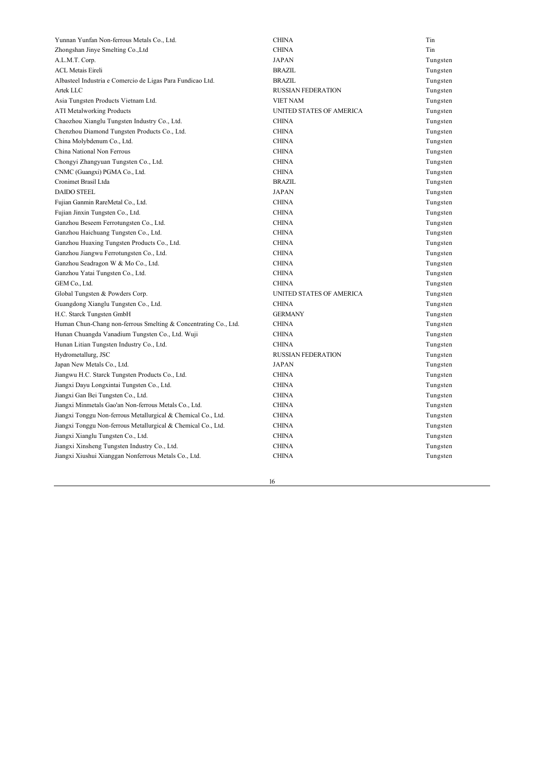| | | |
|---|---|---|
| Yunnan Yunfan Non-ferrous Metals Co., Ltd. | CHINA | Tin |
| Zhongshan Jinye Smelting Co.,Ltd | CHINA | Tin |
| A.L.M.T. Corp. | JAPAN | Tungsten |
| ACL Metais Eireli | BRAZIL | Tungsten |
| Albasteel Industria e Comercio de Ligas Para Fundicao Ltd. | BRAZIL | Tungsten |
| Artek LLC | RUSSIAN FEDERATION | Tungsten |
| Asia Tungsten Products Vietnam Ltd. | VIET NAM | Tungsten |
| ATI Metalworking Products | UNITED STATES OF AMERICA | Tungsten |
| Chaozhou Xianglu Tungsten Industry Co., Ltd. | CHINA | Tungsten |
| Chenzhou Diamond Tungsten Products Co., Ltd. | CHINA | Tungsten |
| China Molybdenum Co., Ltd. | CHINA | Tungsten |
| China National Non Ferrous | CHINA | Tungsten |
| Chongyi Zhangyuan Tungsten Co., Ltd. | CHINA | Tungsten |
| CNMC (Guangxi) PGMA Co., Ltd. | CHINA | Tungsten |
| Cronimet Brasil Ltda | BRAZIL | Tungsten |
| DAIDO STEEL | JAPAN | Tungsten |
| Fujian Ganmin RareMetal Co., Ltd. | CHINA | Tungsten |
| Fujian Jinxin Tungsten Co., Ltd. | CHINA | Tungsten |
| Ganzhou Beseem Ferrotungsten Co., Ltd. | CHINA | Tungsten |
| Ganzhou Haichuang Tungsten Co., Ltd. | CHINA | Tungsten |
| Ganzhou Huaxing Tungsten Products Co., Ltd. | CHINA | Tungsten |
| Ganzhou Jiangwu Ferrotungsten Co., Ltd. | CHINA | Tungsten |
| Ganzhou Seadragon W & Mo Co., Ltd. | CHINA | Tungsten |
| Ganzhou Yatai Tungsten Co., Ltd. | CHINA | Tungsten |
| GEM Co., Ltd. | CHINA | Tungsten |
| Global Tungsten & Powders Corp. | UNITED STATES OF AMERICA | Tungsten |
| Guangdong Xianglu Tungsten Co., Ltd. | CHINA | Tungsten |
| H.C. Starck Tungsten GmbH | GERMANY | Tungsten |
| Human Chun-Chang non-ferrous Smelting & Concentrating Co., Ltd. | CHINA | Tungsten |
| Hunan Chuangda Vanadium Tungsten Co., Ltd. Wuji | CHINA | Tungsten |
| Hunan Litian Tungsten Industry Co., Ltd. | CHINA | Tungsten |
| Hydrometallurg, JSC | RUSSIAN FEDERATION | Tungsten |
| Japan New Metals Co., Ltd. | JAPAN | Tungsten |
| Jiangwu H.C. Starck Tungsten Products Co., Ltd. | CHINA | Tungsten |
| Jiangxi Dayu Longxintai Tungsten Co., Ltd. | CHINA | Tungsten |
| Jiangxi Gan Bei Tungsten Co., Ltd. | CHINA | Tungsten |
| Jiangxi Minmetals Gao'an Non-ferrous Metals Co., Ltd. | CHINA | Tungsten |
| Jiangxi Tonggu Non-ferrous Metallurgical & Chemical Co., Ltd. | CHINA | Tungsten |
| Jiangxi Tonggu Non-ferrous Metallurgical & Chemical Co., Ltd. | CHINA | Tungsten |
| Jiangxi Xianglu Tungsten Co., Ltd. | CHINA | Tungsten |
| Jiangxi Xinsheng Tungsten Industry Co., Ltd. | CHINA | Tungsten |
| Jiangxi Xiushui Xianggan Nonferrous Metals Co., Ltd. | CHINA | Tungsten |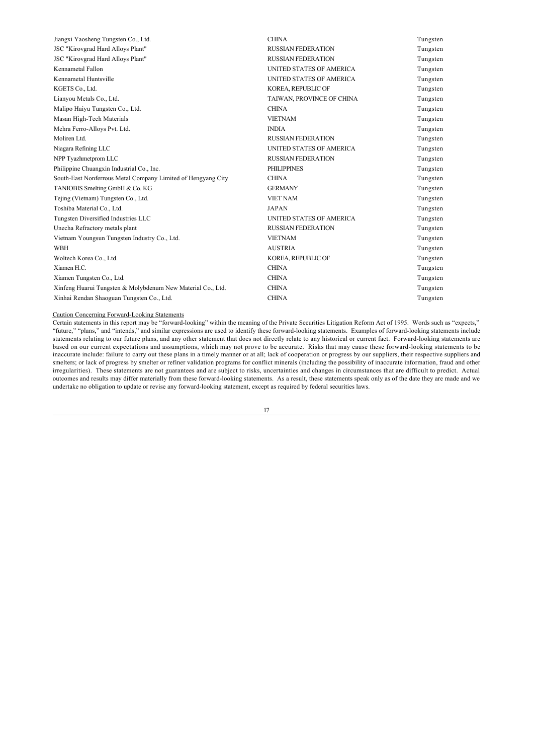| | | |
|---|---|---|
| Jiangxi Yaosheng Tungsten Co., Ltd. | CHINA | Tungsten |
| JSC "Kirovgrad Hard Alloys Plant" | RUSSIAN FEDERATION | Tungsten |
| JSC "Kirovgrad Hard Alloys Plant" | RUSSIAN FEDERATION | Tungsten |
| Kennametal Fallon | UNITED STATES OF AMERICA | Tungsten |
| Kennametal Huntsville | UNITED STATES OF AMERICA | Tungsten |
| KGETS Co., Ltd. | KOREA, REPUBLIC OF | Tungsten |
| Lianyou Metals Co., Ltd. | TAIWAN, PROVINCE OF CHINA | Tungsten |
| Malipo Haiyu Tungsten Co., Ltd. | CHINA | Tungsten |
| Masan High-Tech Materials | VIETNAM | Tungsten |
| Mehra Ferro-Alloys Pvt. Ltd. | INDIA | Tungsten |
| Moliren Ltd. | RUSSIAN FEDERATION | Tungsten |
| Niagara Refining LLC | UNITED STATES OF AMERICA | Tungsten |
| NPP Tyazhmetprom LLC | RUSSIAN FEDERATION | Tungsten |
| Philippine Chuangxin Industrial Co., Inc. | PHILIPPINES | Tungsten |
| South-East Nonferrous Metal Company Limited of Hengyang City | CHINA | Tungsten |
| TANIOBIS Smelting GmbH & Co. KG | GERMANY | Tungsten |
| Tejing (Vietnam) Tungsten Co., Ltd. | VIET NAM | Tungsten |
| Toshiba Material Co., Ltd. | JAPAN | Tungsten |
| Tungsten Diversified Industries LLC | UNITED STATES OF AMERICA | Tungsten |
| Unecha Refractory metals plant | RUSSIAN FEDERATION | Tungsten |
| Vietnam Youngsun Tungsten Industry Co., Ltd. | VIETNAM | Tungsten |
| WBH | AUSTRIA | Tungsten |
| Woltech Korea Co., Ltd. | KOREA, REPUBLIC OF | Tungsten |
| Xiamen H.C. | CHINA | Tungsten |
| Xiamen Tungsten Co., Ltd. | CHINA | Tungsten |
| Xinfeng Huarui Tungsten & Molybdenum New Material Co., Ltd. | CHINA | Tungsten |
| Xinhai Rendan Shaoguan Tungsten Co., Ltd. | CHINA | Tungsten |

Caution Concerning Forward-Looking Statements

Certain statements in this report may be "forward-looking" within the meaning of the Private Securities Litigation Reform Act of 1995. Words such as "expects," "future," "plans," and "intends," and similar expressions are used to identify these forward-looking statements. Examples of forward-looking statements include statements relating to our future plans, and any other statement that does not directly relate to any historical or current fact. Forward-looking statements are based on our current expectations and assumptions, which may not prove to be accurate. Risks that may cause these forward-looking statements to be inaccurate include: failure to carry out these plans in a timely manner or at all; lack of cooperation or progress by our suppliers, their respective suppliers and smelters; or lack of progress by smelter or refiner validation programs for conflict minerals (including the possibility of inaccurate information, fraud and other irregularities). These statements are not guarantees and are subject to risks, uncertainties and changes in circumstances that are difficult to predict. Actual outcomes and results may differ materially from these forward-looking statements. As a result, these statements speak only as of the date they are made and we undertake no obligation to update or revise any forward-looking statement, except as required by federal securities laws.